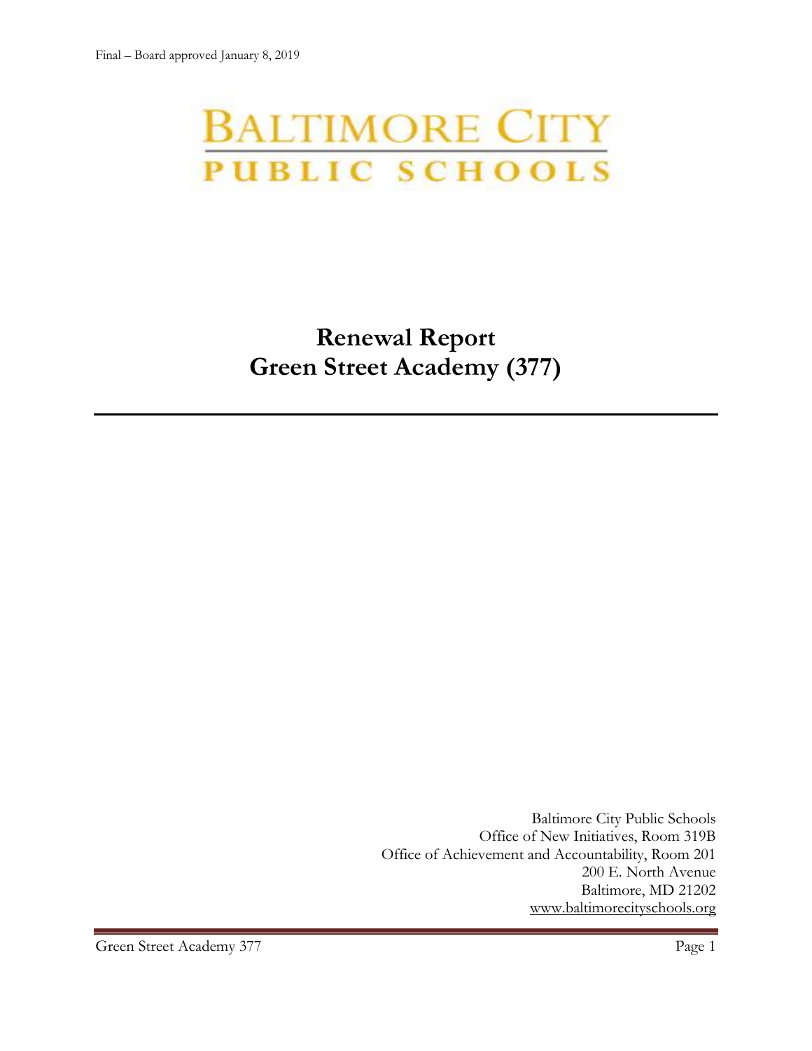Final – Board approved January 8, 2019

BALTIMORE CITY
PUBLIC SCHOOLS

# Renewal Report
# Green Street Academy (377)

---

Baltimore City Public Schools
Office of New Initiatives, Room 319B
Office of Achievement and Accountability, Room 201
200 E. North Avenue
Baltimore, MD 21202
www.baltimorecityschools.org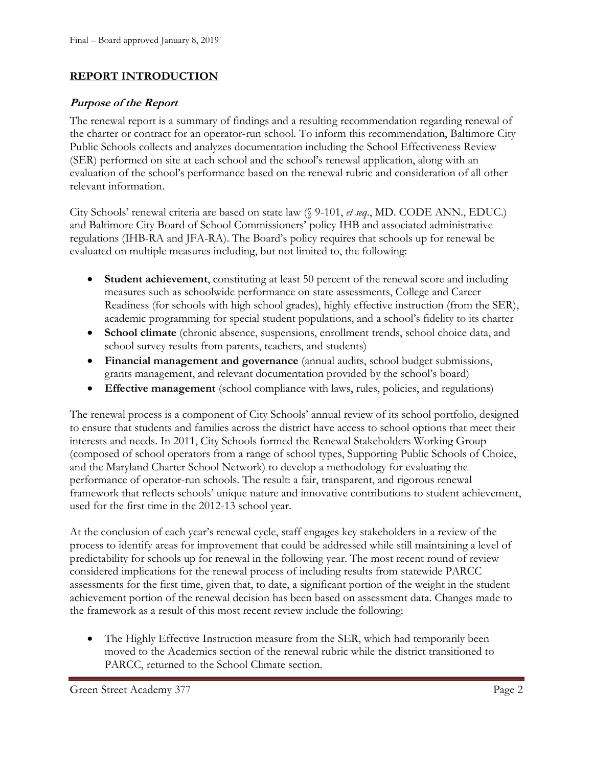## REPORT INTRODUCTION

### *Purpose of the Report*

The renewal report is a summary of findings and a resulting recommendation regarding renewal of the charter or contract for an operator-run school. To inform this recommendation, Baltimore City Public Schools collects and analyzes documentation including the School Effectiveness Review (SER) performed on site at each school and the school's renewal application, along with an evaluation of the school's performance based on the renewal rubric and consideration of all other relevant information.

City Schools' renewal criteria are based on state law (§ 9-101, *et seq*., MD. CODE ANN., EDUC.) and Baltimore City Board of School Commissioners' policy IHB and associated administrative regulations (IHB-RA and JFA-RA). The Board's policy requires that schools up for renewal be evaluated on multiple measures including, but not limited to, the following:

- **Student achievement**, constituting at least 50 percent of the renewal score and including measures such as schoolwide performance on state assessments, College and Career Readiness (for schools with high school grades), highly effective instruction (from the SER), academic programming for special student populations, and a school's fidelity to its charter
- **School climate** (chronic absence, suspensions, enrollment trends, school choice data, and school survey results from parents, teachers, and students)
- **Financial management and governance** (annual audits, school budget submissions, grants management, and relevant documentation provided by the school's board)
- **Effective management** (school compliance with laws, rules, policies, and regulations)

The renewal process is a component of City Schools' annual review of its school portfolio, designed to ensure that students and families across the district have access to school options that meet their interests and needs. In 2011, City Schools formed the Renewal Stakeholders Working Group (composed of school operators from a range of school types, Supporting Public Schools of Choice, and the Maryland Charter School Network) to develop a methodology for evaluating the performance of operator-run schools. The result: a fair, transparent, and rigorous renewal framework that reflects schools' unique nature and innovative contributions to student achievement, used for the first time in the 2012-13 school year.

At the conclusion of each year's renewal cycle, staff engages key stakeholders in a review of the process to identify areas for improvement that could be addressed while still maintaining a level of predictability for schools up for renewal in the following year. The most recent round of review considered implications for the renewal process of including results from statewide PARCC assessments for the first time, given that, to date, a significant portion of the weight in the student achievement portion of the renewal decision has been based on assessment data. Changes made to the framework as a result of this most recent review include the following:

- The Highly Effective Instruction measure from the SER, which had temporarily been moved to the Academics section of the renewal rubric while the district transitioned to PARCC, returned to the School Climate section.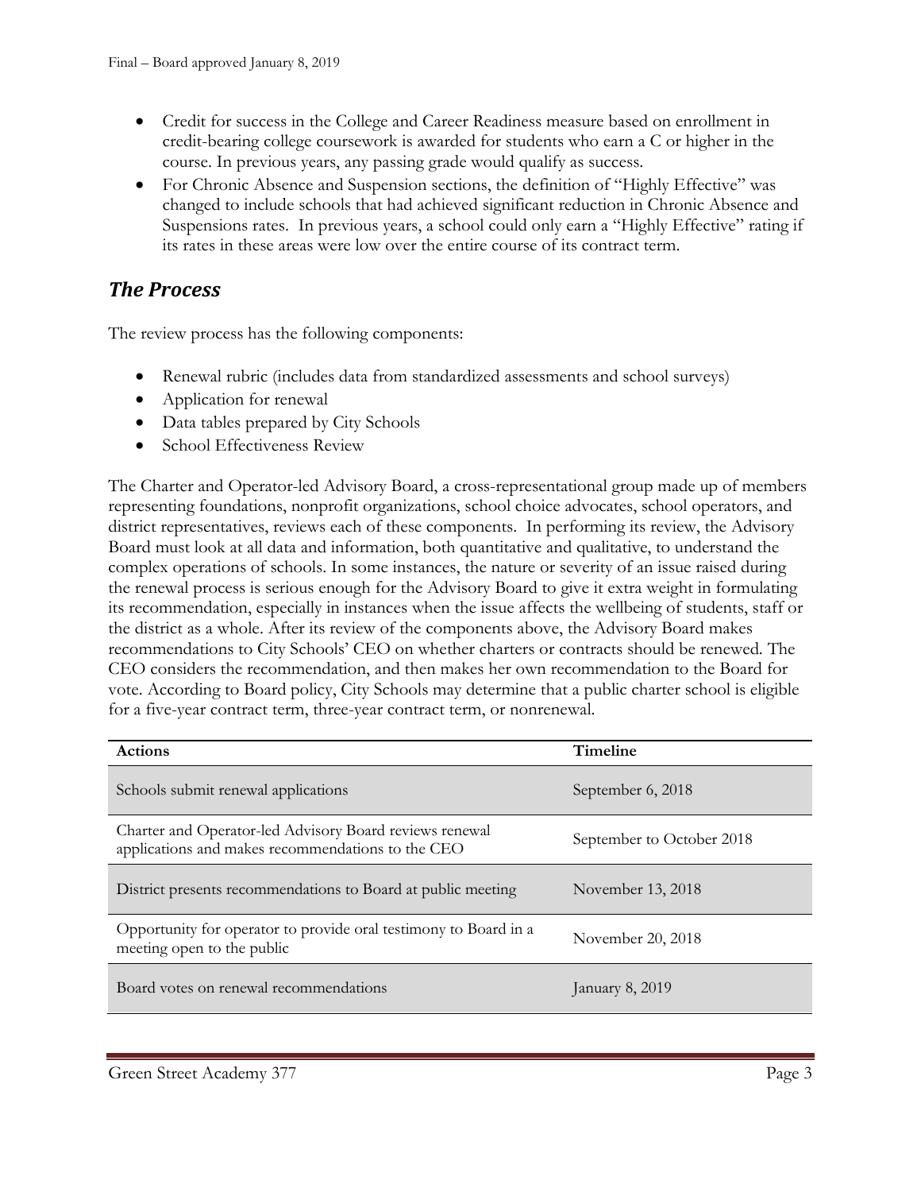- Credit for success in the College and Career Readiness measure based on enrollment in credit-bearing college coursework is awarded for students who earn a C or higher in the course. In previous years, any passing grade would qualify as success.
- For Chronic Absence and Suspension sections, the definition of "Highly Effective" was changed to include schools that had achieved significant reduction in Chronic Absence and Suspensions rates. In previous years, a school could only earn a "Highly Effective" rating if its rates in these areas were low over the entire course of its contract term.

## *The Process*

The review process has the following components:

- Renewal rubric (includes data from standardized assessments and school surveys)
- Application for renewal
- Data tables prepared by City Schools
- School Effectiveness Review

The Charter and Operator-led Advisory Board, a cross-representational group made up of members representing foundations, nonprofit organizations, school choice advocates, school operators, and district representatives, reviews each of these components. In performing its review, the Advisory Board must look at all data and information, both quantitative and qualitative, to understand the complex operations of schools. In some instances, the nature or severity of an issue raised during the renewal process is serious enough for the Advisory Board to give it extra weight in formulating its recommendation, especially in instances when the issue affects the wellbeing of students, staff or the district as a whole. After its review of the components above, the Advisory Board makes recommendations to City Schools' CEO on whether charters or contracts should be renewed. The CEO considers the recommendation, and then makes her own recommendation to the Board for vote. According to Board policy, City Schools may determine that a public charter school is eligible for a five-year contract term, three-year contract term, or nonrenewal.

| Actions | Timeline |
|---|---|
| Schools submit renewal applications | September 6, 2018 |
| Charter and Operator-led Advisory Board reviews renewal applications and makes recommendations to the CEO | September to October 2018 |
| District presents recommendations to Board at public meeting | November 13, 2018 |
| Opportunity for operator to provide oral testimony to Board in a meeting open to the public | November 20, 2018 |
| Board votes on renewal recommendations | January 8, 2019 |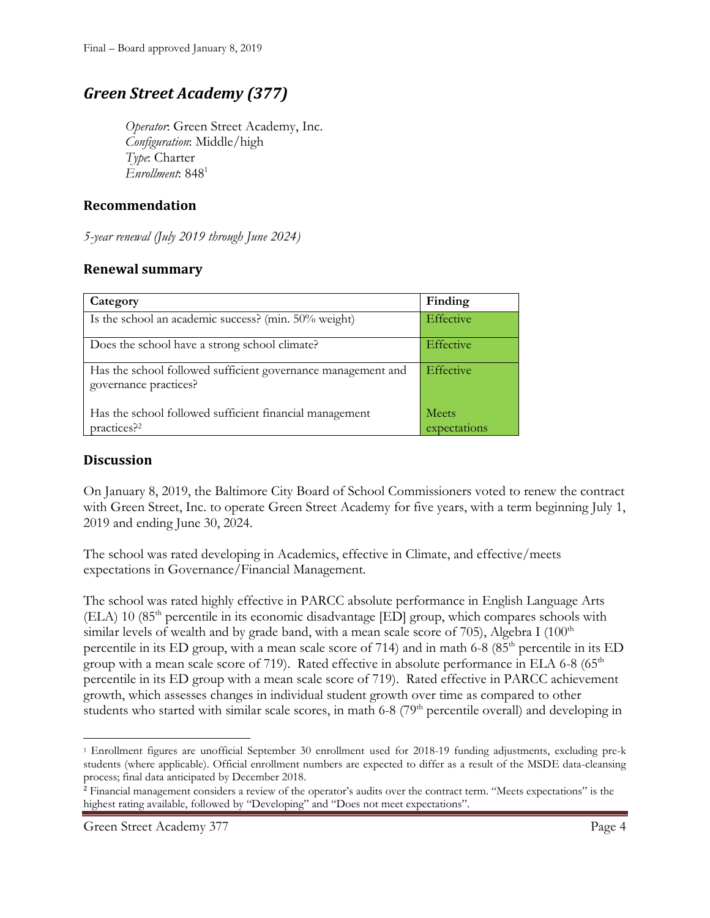Final – Board approved January 8, 2019

## *Green Street Academy (377)*

*Operator*: Green Street Academy, Inc.
*Configuration*: Middle/high
*Type*: Charter
*Enrollment*: 848[1]

### Recommendation

*5-year renewal (July 2019 through June 2024)*

### Renewal summary

| Category | Finding |
|---|---|
| Is the school an academic success? (min. 50% weight) | Effective |
| Does the school have a strong school climate? | Effective |
| Has the school followed sufficient governance management and governance practices? | Effective |
| Has the school followed sufficient financial management practices?[2] | Meets expectations |

### Discussion

On January 8, 2019, the Baltimore City Board of School Commissioners voted to renew the contract with Green Street, Inc. to operate Green Street Academy for five years, with a term beginning July 1, 2019 and ending June 30, 2024.

The school was rated developing in Academics, effective in Climate, and effective/meets expectations in Governance/Financial Management.

The school was rated highly effective in PARCC absolute performance in English Language Arts (ELA) 10 (85th percentile in its economic disadvantage [ED] group, which compares schools with similar levels of wealth and by grade band, with a mean scale score of 705), Algebra I (100th percentile in its ED group, with a mean scale score of 714) and in math 6-8 (85th percentile in its ED group with a mean scale score of 719). Rated effective in absolute performance in ELA 6-8 (65th percentile in its ED group with a mean scale score of 719). Rated effective in PARCC achievement growth, which assesses changes in individual student growth over time as compared to other students who started with similar scale scores, in math 6-8 (79th percentile overall) and developing in

---

[1] Enrollment figures are unofficial September 30 enrollment used for 2018-19 funding adjustments, excluding pre-k students (where applicable). Official enrollment numbers are expected to differ as a result of the MSDE data-cleansing process; final data anticipated by December 2018.

[2] Financial management considers a review of the operator's audits over the contract term. "Meets expectations" is the highest rating available, followed by "Developing" and "Does not meet expectations".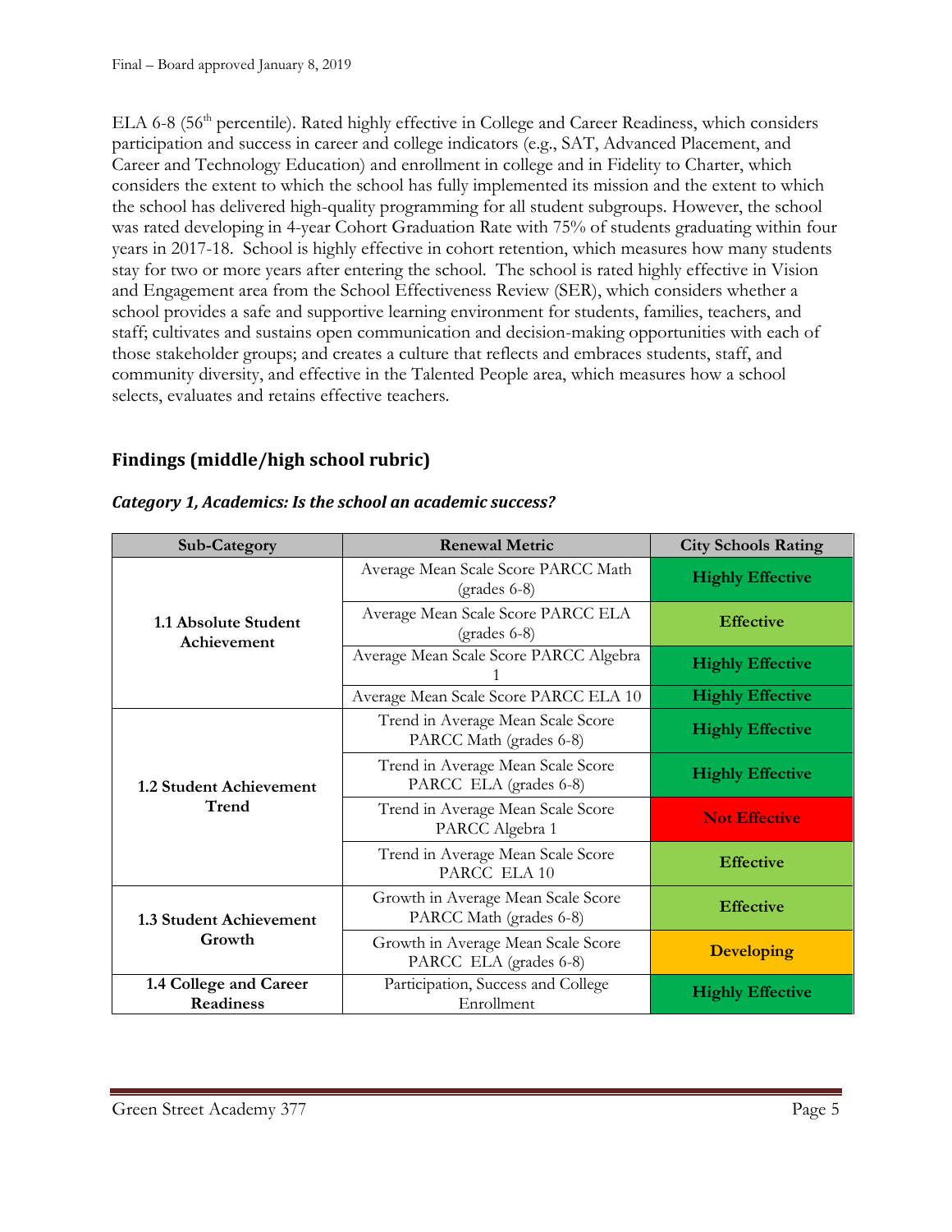ELA 6-8 (56th percentile). Rated highly effective in College and Career Readiness, which considers participation and success in career and college indicators (e.g., SAT, Advanced Placement, and Career and Technology Education) and enrollment in college and in Fidelity to Charter, which considers the extent to which the school has fully implemented its mission and the extent to which the school has delivered high-quality programming for all student subgroups. However, the school was rated developing in 4-year Cohort Graduation Rate with 75% of students graduating within four years in 2017-18. School is highly effective in cohort retention, which measures how many students stay for two or more years after entering the school. The school is rated highly effective in Vision and Engagement area from the School Effectiveness Review (SER), which considers whether a school provides a safe and supportive learning environment for students, families, teachers, and staff; cultivates and sustains open communication and decision-making opportunities with each of those stakeholder groups; and creates a culture that reflects and embraces students, staff, and community diversity, and effective in the Talented People area, which measures how a school selects, evaluates and retains effective teachers.

## Findings (middle/high school rubric)

### *Category 1, Academics: Is the school an academic success?*

| Sub-Category | Renewal Metric | City Schools Rating |
|---|---|---|
| **1.1 Absolute Student Achievement** | Average Mean Scale Score PARCC Math (grades 6-8) | **Highly Effective** |
| | Average Mean Scale Score PARCC ELA (grades 6-8) | **Effective** |
| | Average Mean Scale Score PARCC Algebra 1 | **Highly Effective** |
| | Average Mean Scale Score PARCC ELA 10 | **Highly Effective** |
| **1.2 Student Achievement Trend** | Trend in Average Mean Scale Score PARCC Math (grades 6-8) | **Highly Effective** |
| | Trend in Average Mean Scale Score PARCC ELA (grades 6-8) | **Highly Effective** |
| | Trend in Average Mean Scale Score PARCC Algebra 1 | **Not Effective** |
| | Trend in Average Mean Scale Score PARCC ELA 10 | **Effective** |
| **1.3 Student Achievement Growth** | Growth in Average Mean Scale Score PARCC Math (grades 6-8) | **Effective** |
| | Growth in Average Mean Scale Score PARCC ELA (grades 6-8) | **Developing** |
| **1.4 College and Career Readiness** | Participation, Success and College Enrollment | **Highly Effective** |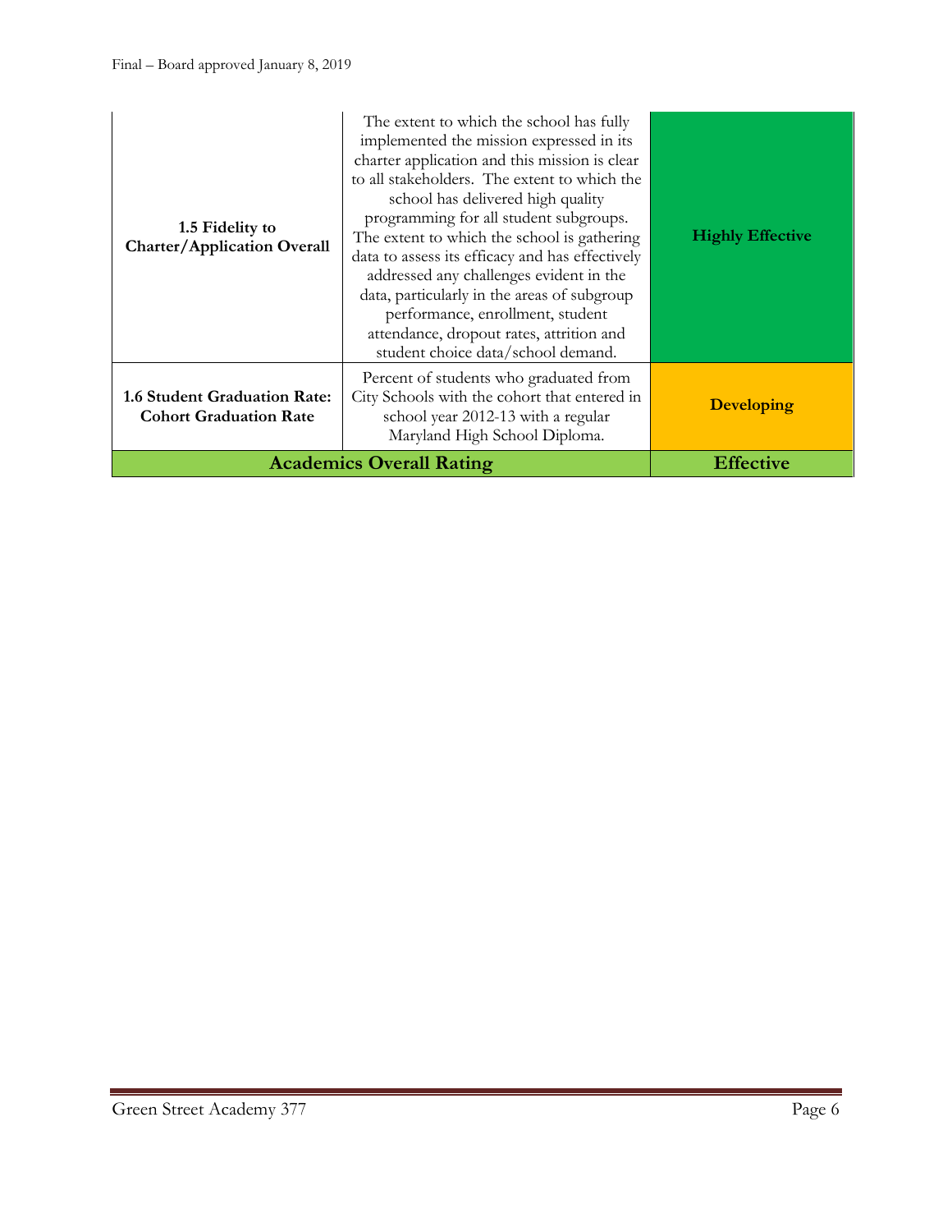| | | |
|---|---|---|
| **1.5 Fidelity to Charter/Application Overall** | The extent to which the school has fully implemented the mission expressed in its charter application and this mission is clear to all stakeholders. The extent to which the school has delivered high quality programming for all student subgroups. The extent to which the school is gathering data to assess its efficacy and has effectively addressed any challenges evident in the data, particularly in the areas of subgroup performance, enrollment, student attendance, dropout rates, attrition and student choice data/school demand. | **Highly Effective** |
| **1.6 Student Graduation Rate: Cohort Graduation Rate** | Percent of students who graduated from City Schools with the cohort that entered in school year 2012-13 with a regular Maryland High School Diploma. | **Developing** |
| **Academics Overall Rating** | | **Effective** |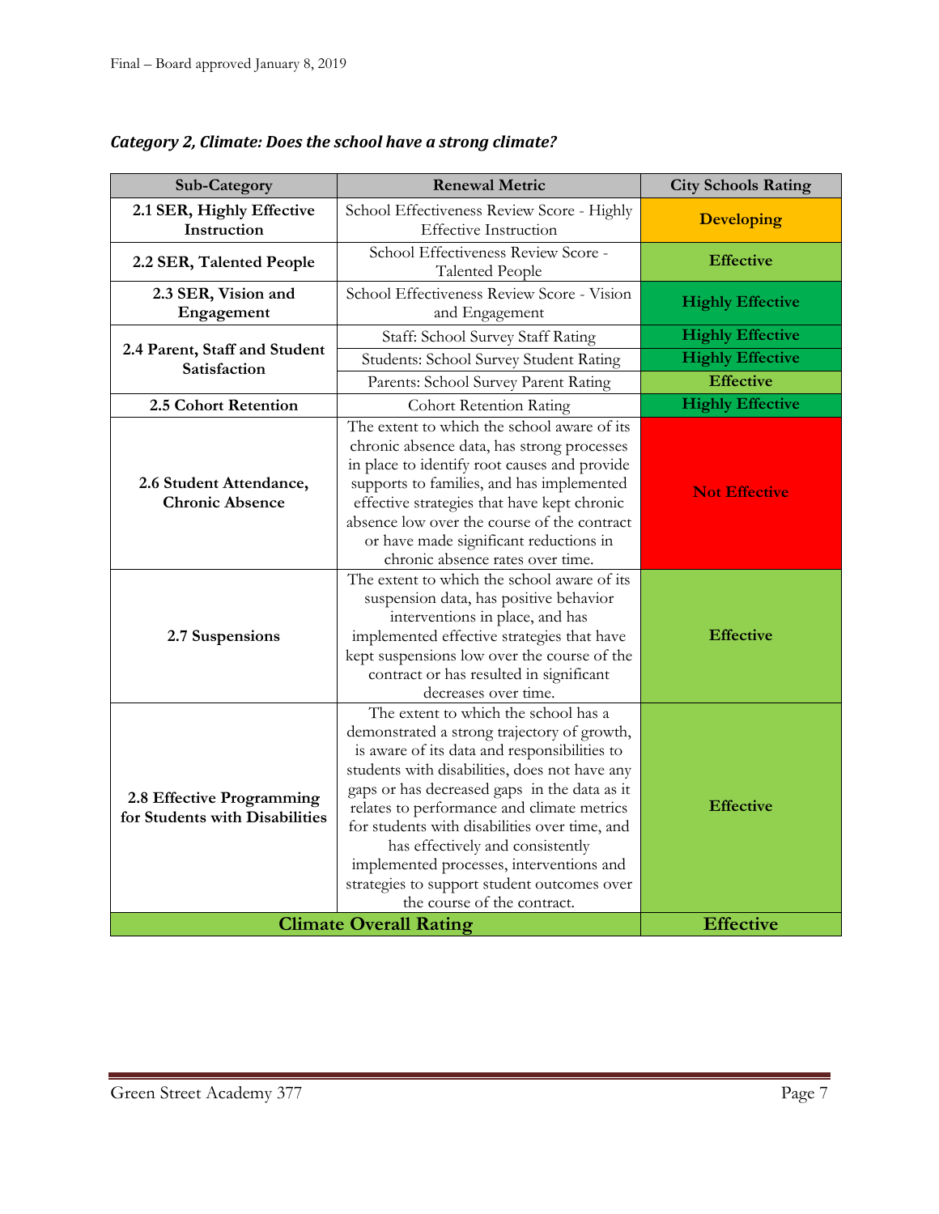### *Category 2, Climate: Does the school have a strong climate?*

| Sub-Category | Renewal Metric | City Schools Rating |
|---|---|---|
| **2.1 SER, Highly Effective Instruction** | School Effectiveness Review Score - Highly Effective Instruction | **Developing** |
| **2.2 SER, Talented People** | School Effectiveness Review Score - Talented People | **Effective** |
| **2.3 SER, Vision and Engagement** | School Effectiveness Review Score - Vision and Engagement | **Highly Effective** |
| **2.4 Parent, Staff and Student Satisfaction** | Staff: School Survey Staff Rating | **Highly Effective** |
| | Students: School Survey Student Rating | **Highly Effective** |
| | Parents: School Survey Parent Rating | **Effective** |
| **2.5 Cohort Retention** | Cohort Retention Rating | **Highly Effective** |
| **2.6 Student Attendance, Chronic Absence** | The extent to which the school aware of its chronic absence data, has strong processes in place to identify root causes and provide supports to families, and has implemented effective strategies that have kept chronic absence low over the course of the contract or have made significant reductions in chronic absence rates over time. | **Not Effective** |
| **2.7 Suspensions** | The extent to which the school aware of its suspension data, has positive behavior interventions in place, and has implemented effective strategies that have kept suspensions low over the course of the contract or has resulted in significant decreases over time. | **Effective** |
| **2.8 Effective Programming for Students with Disabilities** | The extent to which the school has a demonstrated a strong trajectory of growth, is aware of its data and responsibilities to students with disabilities, does not have any gaps or has decreased gaps in the data as it relates to performance and climate metrics for students with disabilities over time, and has effectively and consistently implemented processes, interventions and strategies to support student outcomes over the course of the contract. | **Effective** |
| **Climate Overall Rating** | | **Effective** |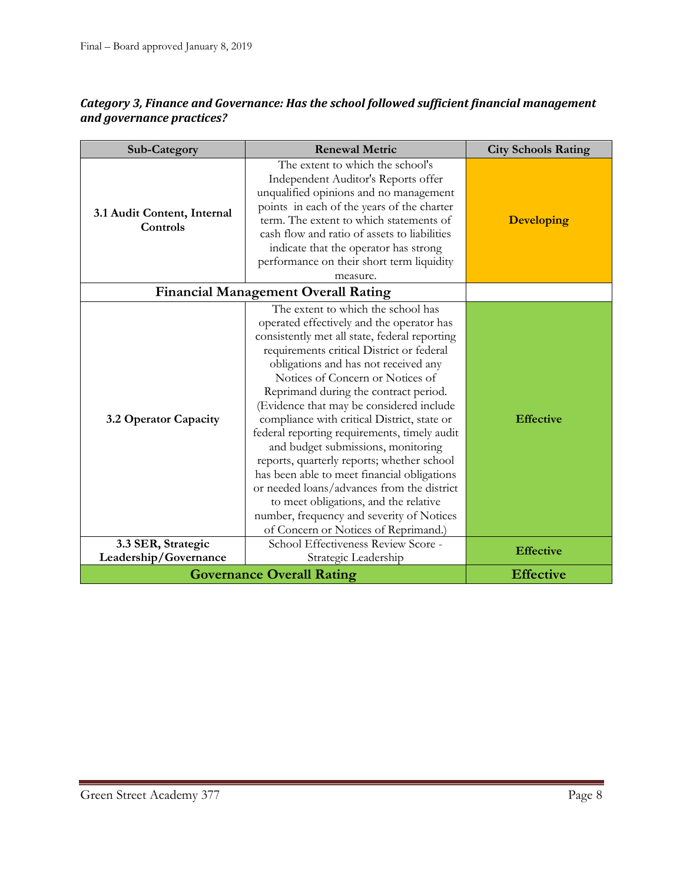*Category 3, Finance and Governance: Has the school followed sufficient financial management and governance practices?*

| Sub-Category | Renewal Metric | City Schools Rating |
|---|---|---|
| **3.1 Audit Content, Internal Controls** | The extent to which the school's Independent Auditor's Reports offer unqualified opinions and no management points in each of the years of the charter term. The extent to which statements of cash flow and ratio of assets to liabilities indicate that the operator has strong performance on their short term liquidity measure. | **Developing** |
| **Financial Management Overall Rating** | | |
| **3.2 Operator Capacity** | The extent to which the school has operated effectively and the operator has consistently met all state, federal reporting requirements critical District or federal obligations and has not received any Notices of Concern or Notices of Reprimand during the contract period. (Evidence that may be considered include compliance with critical District, state or federal reporting requirements, timely audit and budget submissions, monitoring reports, quarterly reports; whether school has been able to meet financial obligations or needed loans/advances from the district to meet obligations, and the relative number, frequency and severity of Notices of Concern or Notices of Reprimand.) | **Effective** |
| **3.3 SER, Strategic Leadership/Governance** | School Effectiveness Review Score - Strategic Leadership | **Effective** |
| **Governance Overall Rating** | | **Effective** |